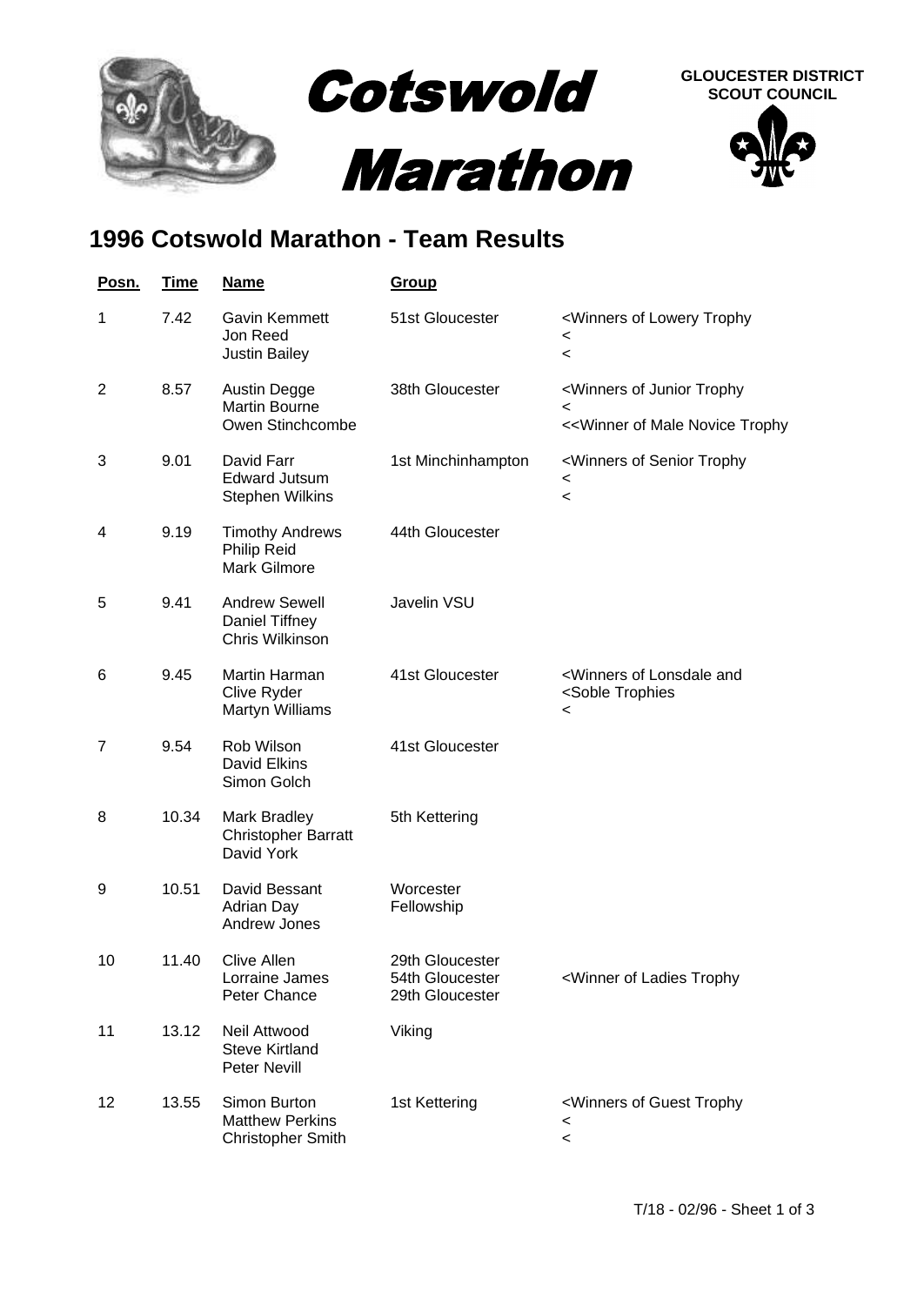# Cotswold Marathon

**GLOUCESTER DISTRICT SCOUT COUNCIL**

## 1996 Cotswold Marathon - Team Results

| Posn. | Time | Name | Group | |
|---|---|---|---|---|
| 1 | 7.42 | Gavin Kemmett<br>Jon Reed<br>Justin Bailey | 51st Gloucester | <Winners of Lowery Trophy<br><<br>< |
| 2 | 8.57 | Austin Degge<br>Martin Bourne<br>Owen Stinchcombe | 38th Gloucester | <Winners of Junior Trophy<br><<br><<Winner of Male Novice Trophy |
| 3 | 9.01 | David Farr<br>Edward Jutsum<br>Stephen Wilkins | 1st Minchinhampton | <Winners of Senior Trophy<br><<br>< |
| 4 | 9.19 | Timothy Andrews<br>Philip Reid<br>Mark Gilmore | 44th Gloucester | |
| 5 | 9.41 | Andrew Sewell<br>Daniel Tiffney<br>Chris Wilkinson | Javelin VSU | |
| 6 | 9.45 | Martin Harman<br>Clive Ryder<br>Martyn Williams | 41st Gloucester | <Winners of Lonsdale and<br><Soble Trophies<br>< |
| 7 | 9.54 | Rob Wilson<br>David Elkins<br>Simon Golch | 41st Gloucester | |
| 8 | 10.34 | Mark Bradley<br>Christopher Barratt<br>David York | 5th Kettering | |
| 9 | 10.51 | David Bessant<br>Adrian Day<br>Andrew Jones | Worcester Fellowship | |
| 10 | 11.40 | Clive Allen<br>Lorraine James<br>Peter Chance | 29th Gloucester<br>54th Gloucester<br>29th Gloucester | <br><Winner of Ladies Trophy<br> |
| 11 | 13.12 | Neil Attwood<br>Steve Kirtland<br>Peter Nevill | Viking | |
| 12 | 13.55 | Simon Burton<br>Matthew Perkins<br>Christopher Smith | 1st Kettering | <Winners of Guest Trophy<br><<br>< |

T/18 - 02/96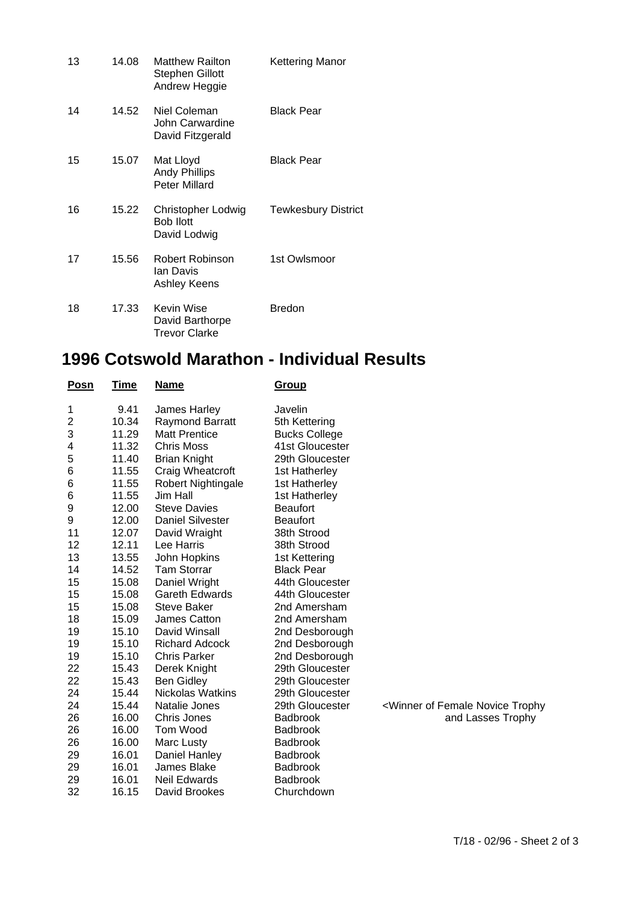| | | | |
|---|---|---|---|
| 13 | 14.08 | Matthew Railton<br>Stephen Gillott<br>Andrew Heggie | Kettering Manor |
| 14 | 14.52 | Niel Coleman<br>John Carwardine<br>David Fitzgerald | Black Pear |
| 15 | 15.07 | Mat Lloyd<br>Andy Phillips<br>Peter Millard | Black Pear |
| 16 | 15.22 | Christopher Lodwig<br>Bob Ilott<br>David Lodwig | Tewkesbury District |
| 17 | 15.56 | Robert Robinson<br>Ian Davis<br>Ashley Keens | 1st Owlsmoor |
| 18 | 17.33 | Kevin Wise<br>David Barthorpe<br>Trevor Clarke | Bredon |

# 1996 Cotswold Marathon - Individual Results

| Posn | Time | Name | Group | |
|---|---|---|---|---|
| 1 | 9.41 | James Harley | Javelin | |
| 2 | 10.34 | Raymond Barratt | 5th Kettering | |
| 3 | 11.29 | Matt Prentice | Bucks College | |
| 4 | 11.32 | Chris Moss | 41st Gloucester | |
| 5 | 11.40 | Brian Knight | 29th Gloucester | |
| 6 | 11.55 | Craig Wheatcroft | 1st Hatherley | |
| 6 | 11.55 | Robert Nightingale | 1st Hatherley | |
| 6 | 11.55 | Jim Hall | 1st Hatherley | |
| 9 | 12.00 | Steve Davies | Beaufort | |
| 9 | 12.00 | Daniel Silvester | Beaufort | |
| 11 | 12.07 | David Wraight | 38th Strood | |
| 12 | 12.11 | Lee Harris | 38th Strood | |
| 13 | 13.55 | John Hopkins | 1st Kettering | |
| 14 | 14.52 | Tam Storrar | Black Pear | |
| 15 | 15.08 | Daniel Wright | 44th Gloucester | |
| 15 | 15.08 | Gareth Edwards | 44th Gloucester | |
| 15 | 15.08 | Steve Baker | 2nd Amersham | |
| 18 | 15.09 | James Catton | 2nd Amersham | |
| 19 | 15.10 | David Winsall | 2nd Desborough | |
| 19 | 15.10 | Richard Adcock | 2nd Desborough | |
| 19 | 15.10 | Chris Parker | 2nd Desborough | |
| 22 | 15.43 | Derek Knight | 29th Gloucester | |
| 22 | 15.43 | Ben Gidley | 29th Gloucester | |
| 24 | 15.44 | Nickolas Watkins | 29th Gloucester | |
| 24 | 15.44 | Natalie Jones | 29th Gloucester | <Winner of Female Novice Trophy and Lasses Trophy |
| 26 | 16.00 | Chris Jones | Badbrook | |
| 26 | 16.00 | Tom Wood | Badbrook | |
| 26 | 16.00 | Marc Lusty | Badbrook | |
| 29 | 16.01 | Daniel Hanley | Badbrook | |
| 29 | 16.01 | James Blake | Badbrook | |
| 29 | 16.01 | Neil Edwards | Badbrook | |
| 32 | 16.15 | David Brookes | Churchdown | |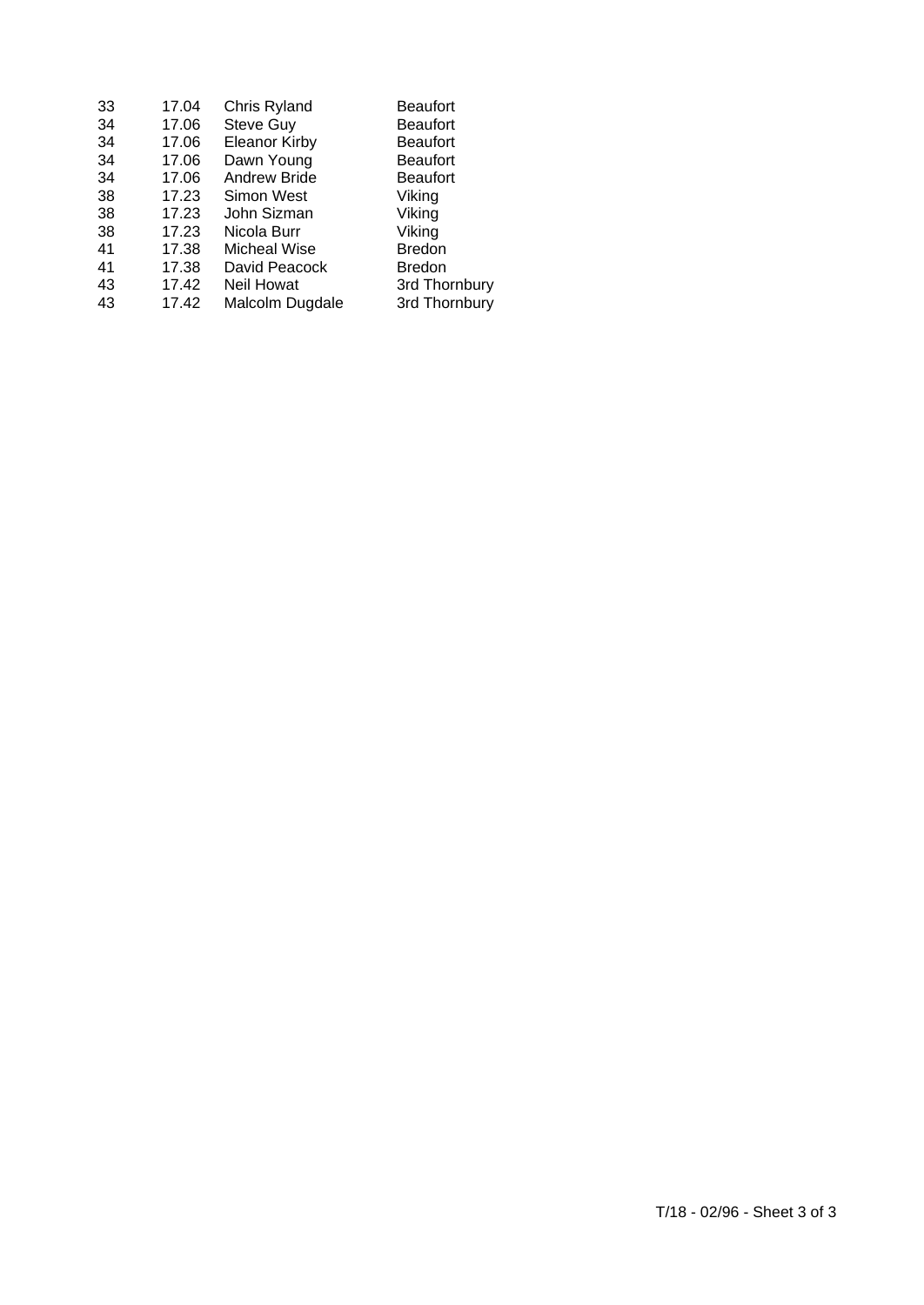| | | | |
|---|---|---|---|
| 33 | 17.04 | Chris Ryland | Beaufort |
| 34 | 17.06 | Steve Guy | Beaufort |
| 34 | 17.06 | Eleanor Kirby | Beaufort |
| 34 | 17.06 | Dawn Young | Beaufort |
| 34 | 17.06 | Andrew Bride | Beaufort |
| 38 | 17.23 | Simon West | Viking |
| 38 | 17.23 | John Sizman | Viking |
| 38 | 17.23 | Nicola Burr | Viking |
| 41 | 17.38 | Micheal Wise | Bredon |
| 41 | 17.38 | David Peacock | Bredon |
| 43 | 17.42 | Neil Howat | 3rd Thornbury |
| 43 | 17.42 | Malcolm Dugdale | 3rd Thornbury |

T/18 - 02/96